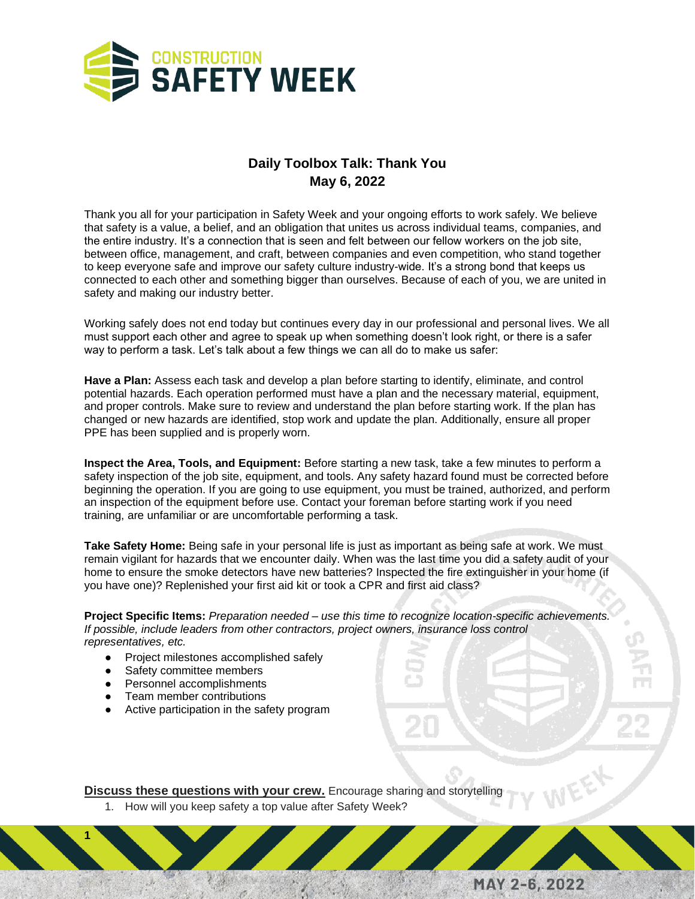# Daily Toolbox Talk: Thank You
## May 6, 2022

Thank you all for your participation in Safety Week and your ongoing efforts to work safely. We believe that safety is a value, a belief, and an obligation that unites us across individual teams, companies, and the entire industry. It's a connection that is seen and felt between our fellow workers on the job site, between office, management, and craft, between companies and even competition, who stand together to keep everyone safe and improve our safety culture industry-wide. It's a strong bond that keeps us connected to each other and something bigger than ourselves. Because of each of you, we are united in safety and making our industry better.

Working safely does not end today but continues every day in our professional and personal lives. We all must support each other and agree to speak up when something doesn't look right, or there is a safer way to perform a task. Let's talk about a few things we can all do to make us safer:

**Have a Plan:** Assess each task and develop a plan before starting to identify, eliminate, and control potential hazards. Each operation performed must have a plan and the necessary material, equipment, and proper controls. Make sure to review and understand the plan before starting work. If the plan has changed or new hazards are identified, stop work and update the plan. Additionally, ensure all proper PPE has been supplied and is properly worn.

**Inspect the Area, Tools, and Equipment:** Before starting a new task, take a few minutes to perform a safety inspection of the job site, equipment, and tools. Any safety hazard found must be corrected before beginning the operation. If you are going to use equipment, you must be trained, authorized, and perform an inspection of the equipment before use. Contact your foreman before starting work if you need training, are unfamiliar or are uncomfortable performing a task.

**Take Safety Home:** Being safe in your personal life is just as important as being safe at work. We must remain vigilant for hazards that we encounter daily. When was the last time you did a safety audit of your home to ensure the smoke detectors have new batteries? Inspected the fire extinguisher in your home (if you have one)? Replenished your first aid kit or took a CPR and first aid class?

**Project Specific Items:** *Preparation needed – use this time to recognize location-specific achievements. If possible, include leaders from other contractors, project owners, insurance loss control representatives, etc.*

- Project milestones accomplished safely
- Safety committee members
- Personnel accomplishments
- Team member contributions
- Active participation in the safety program

**Discuss these questions with your crew.** Encourage sharing and storytelling

1. How will you keep safety a top value after Safety Week?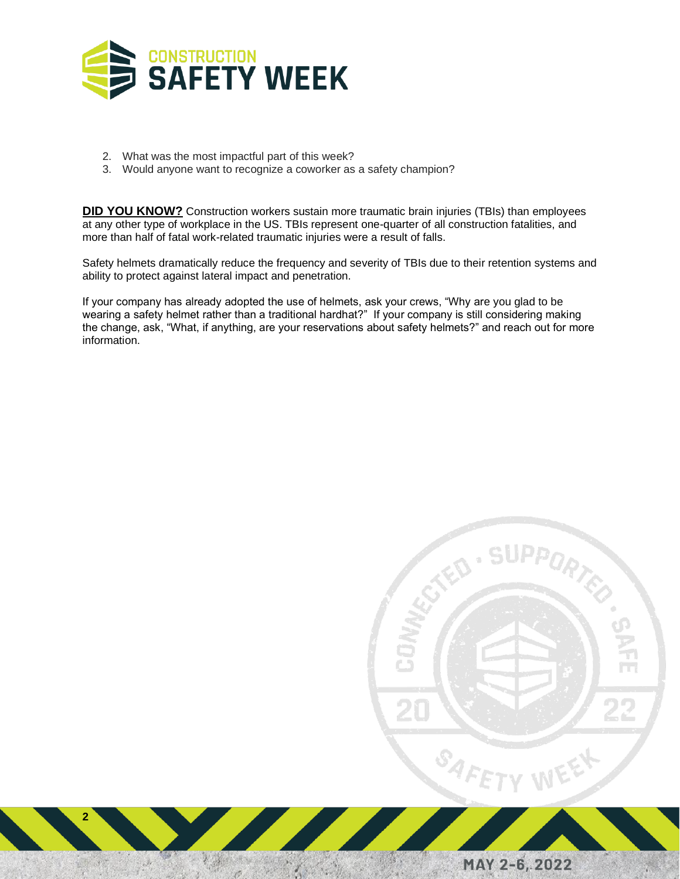2. What was the most impactful part of this week?
3. Would anyone want to recognize a coworker as a safety champion?

**DID YOU KNOW?** Construction workers sustain more traumatic brain injuries (TBIs) than employees at any other type of workplace in the US. TBIs represent one-quarter of all construction fatalities, and more than half of fatal work-related traumatic injuries were a result of falls.

Safety helmets dramatically reduce the frequency and severity of TBIs due to their retention systems and ability to protect against lateral impact and penetration.

If your company has already adopted the use of helmets, ask your crews, "Why are you glad to be wearing a safety helmet rather than a traditional hardhat?" If your company is still considering making the change, ask, "What, if anything, are your reservations about safety helmets?" and reach out for more information.